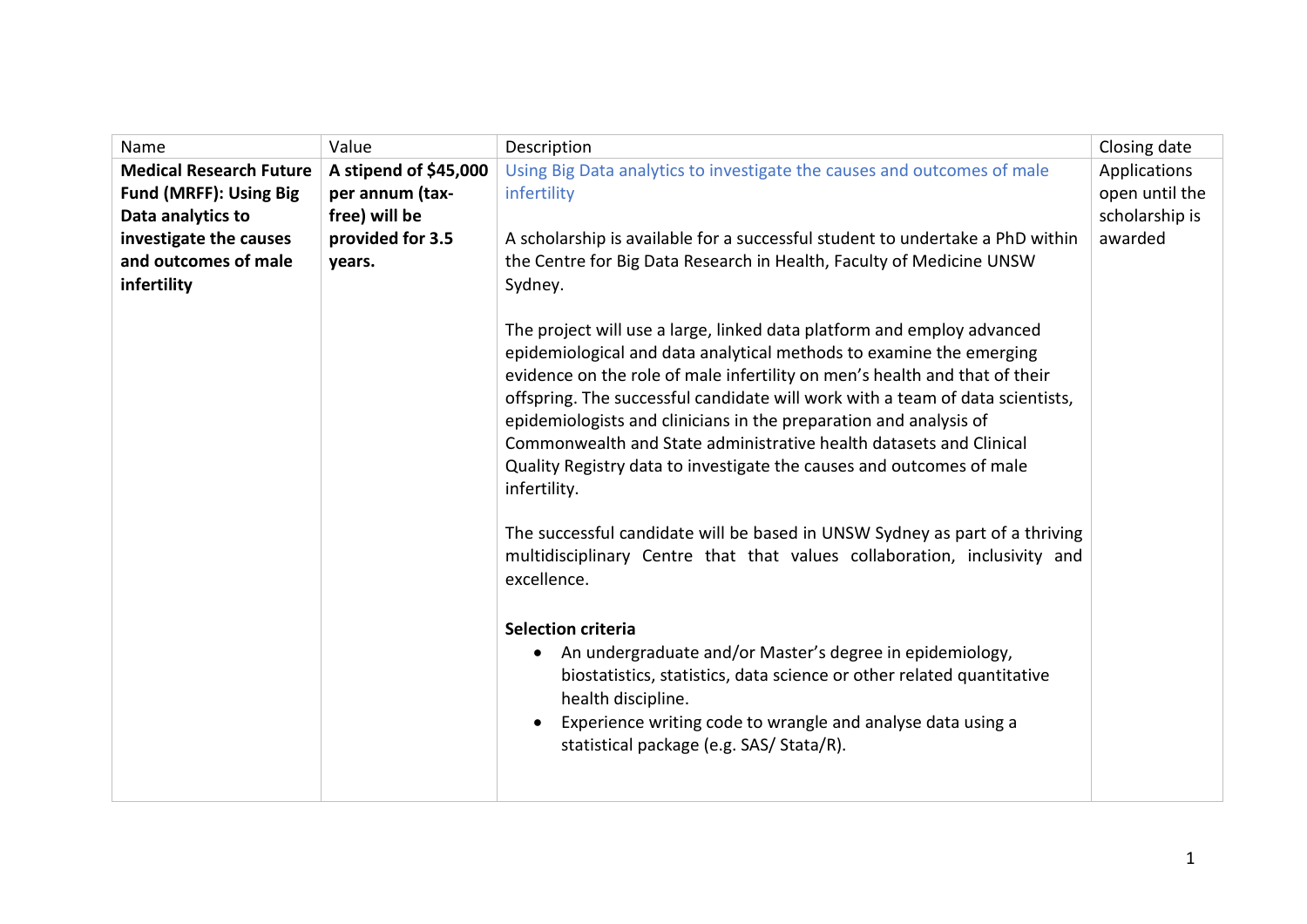| Name | Value | Description | Closing date |
|---|---|---|---|
| **Medical Research Future Fund (MRFF): Using Big Data analytics to investigate the causes and outcomes of male infertility** | **A stipend of $45,000 per annum (tax-free) will be provided for 3.5 years.** | Using Big Data analytics to investigate the causes and outcomes of male infertility<br><br>A scholarship is available for a successful student to undertake a PhD within the Centre for Big Data Research in Health, Faculty of Medicine UNSW Sydney.<br><br>The project will use a large, linked data platform and employ advanced epidemiological and data analytical methods to examine the emerging evidence on the role of male infertility on men's health and that of their offspring. The successful candidate will work with a team of data scientists, epidemiologists and clinicians in the preparation and analysis of Commonwealth and State administrative health datasets and Clinical Quality Registry data to investigate the causes and outcomes of male infertility.<br><br>The successful candidate will be based in UNSW Sydney as part of a thriving multidisciplinary Centre that that values collaboration, inclusivity and excellence.<br><br>**Selection criteria**<br>• An undergraduate and/or Master's degree in epidemiology, biostatistics, statistics, data science or other related quantitative health discipline.<br>• Experience writing code to wrangle and analyse data using a statistical package (e.g. SAS/ Stata/R). | Applications open until the scholarship is awarded |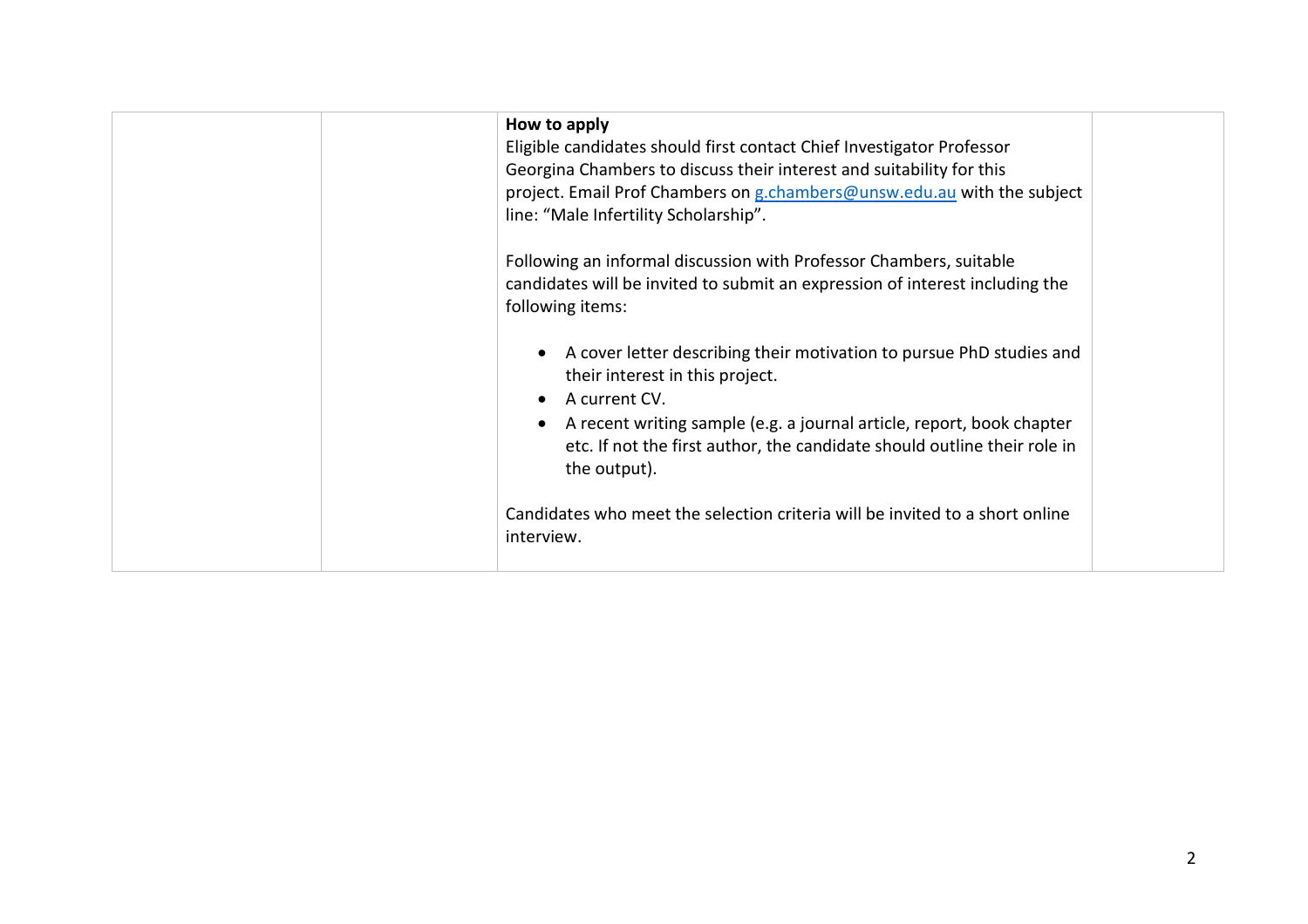| | | | |
|---|---|---|---|
| | | **How to apply**<br>Eligible candidates should first contact Chief Investigator Professor Georgina Chambers to discuss their interest and suitability for this project. Email Prof Chambers on g.chambers@unsw.edu.au with the subject line: "Male Infertility Scholarship".<br><br>Following an informal discussion with Professor Chambers, suitable candidates will be invited to submit an expression of interest including the following items:<br><br>• A cover letter describing their motivation to pursue PhD studies and their interest in this project.<br>• A current CV.<br>• A recent writing sample (e.g. a journal article, report, book chapter etc. If not the first author, the candidate should outline their role in the output).<br><br>Candidates who meet the selection criteria will be invited to a short online interview. | |